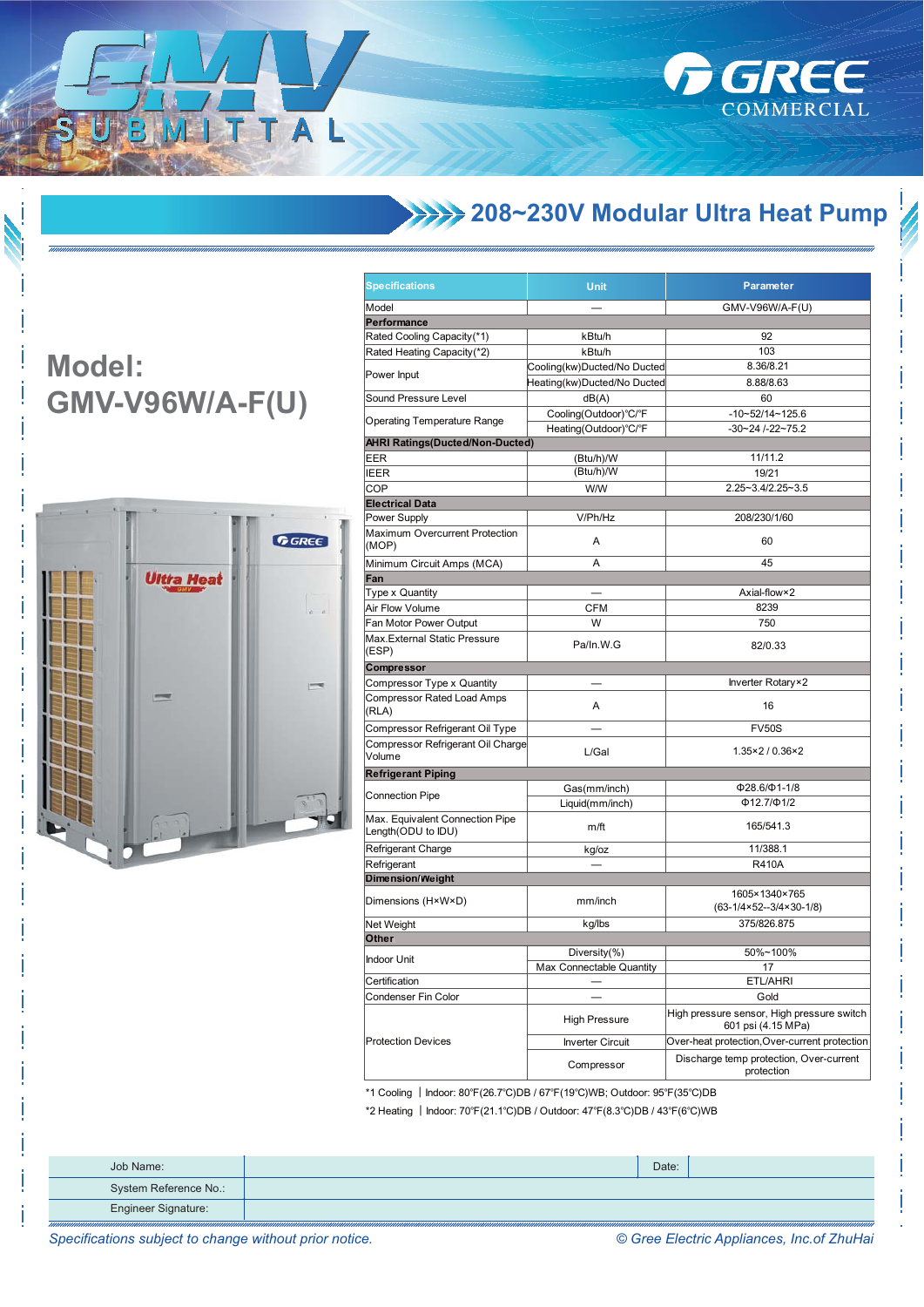# GMV SUBMITTAL

GREE COMMERCIAL

## 208~230V Modular Ultra Heat Pump

## Model: GMV-V96W/A-F(U)

| Specifications | Unit | Parameter |
|---|---|---|
| Model | — | GMV-V96W/A-F(U) |
| **Performance** | | |
| Rated Cooling Capacity(*1) | kBtu/h | 92 |
| Rated Heating Capacity(*2) | kBtu/h | 103 |
| Power Input | Cooling(kw)Ducted/No Ducted | 8.36/8.21 |
| | Heating(kw)Ducted/No Ducted | 8.88/8.63 |
| Sound Pressure Level | dB(A) | 60 |
| Operating Temperature Range | Cooling(Outdoor)°C/°F | -10~52/14~125.6 |
| | Heating(Outdoor)°C/°F | -30~24 /-22~75.2 |
| **AHRI Ratings(Ducted/Non-Ducted)** | | |
| EER | (Btu/h)/W | 11/11.2 |
| IEER | (Btu/h)/W | 19/21 |
| COP | W/W | 2.25~3.4/2.25~3.5 |
| **Electrical Data** | | |
| Power Supply | V/Ph/Hz | 208/230/1/60 |
| Maximum Overcurrent Protection (MOP) | A | 60 |
| Minimum Circuit Amps (MCA) | A | 45 |
| **Fan** | | |
| Type x Quantity | — | Axial-flow×2 |
| Air Flow Volume | CFM | 8239 |
| Fan Motor Power Output | W | 750 |
| Max.External Static Pressure (ESP) | Pa/In.W.G | 82/0.33 |
| **Compressor** | | |
| Compressor Type x Quantity | — | Inverter Rotary×2 |
| Compressor Rated Load Amps (RLA) | A | 16 |
| Compressor Refrigerant Oil Type | — | FV50S |
| Compressor Refrigerant Oil Charge Volume | L/Gal | 1.35×2 / 0.36×2 |
| **Refrigerant Piping** | | |
| Connection Pipe | Gas(mm/inch) | Φ28.6/Φ1-1/8 |
| | Liquid(mm/inch) | Φ12.7/Φ1/2 |
| Max. Equivalent Connection Pipe Length(ODU to IDU) | m/ft | 165/541.3 |
| Refrigerant Charge | kg/oz | 11/388.1 |
| Refrigerant | — | R410A |
| **Dimension/Weight** | | |
| Dimensions (H×W×D) | mm/inch | 1605×1340×765 (63-1/4×52--3/4×30-1/8) |
| Net Weight | kg/lbs | 375/826.875 |
| **Other** | | |
| Indoor Unit | Diversity(%) | 50%~100% |
| | Max Connectable Quantity | 17 |
| Certification | — | ETL/AHRI |
| Condenser Fin Color | — | Gold |
| Protection Devices | High Pressure | High pressure sensor, High pressure switch 601 psi (4.15 MPa) |
| | Inverter Circuit | Over-heat protection,Over-current protection |
| | Compressor | Discharge temp protection, Over-current protection |

*1 Cooling | Indoor: 80°F(26.7°C)DB / 67°F(19°C)WB; Outdoor: 95°F(35°C)DB

*2 Heating | Indoor: 70°F(21.1°C)DB / Outdoor: 47°F(8.3°C)DB / 43°F(6°C)WB

| Job Name: | | Date: | |
|---|---|---|---|
| System Reference No.: | | | |
| Engineer Signature: | | | |

*Specifications subject to change without prior notice.* *© Gree Electric Appliances, Inc.of ZhuHai*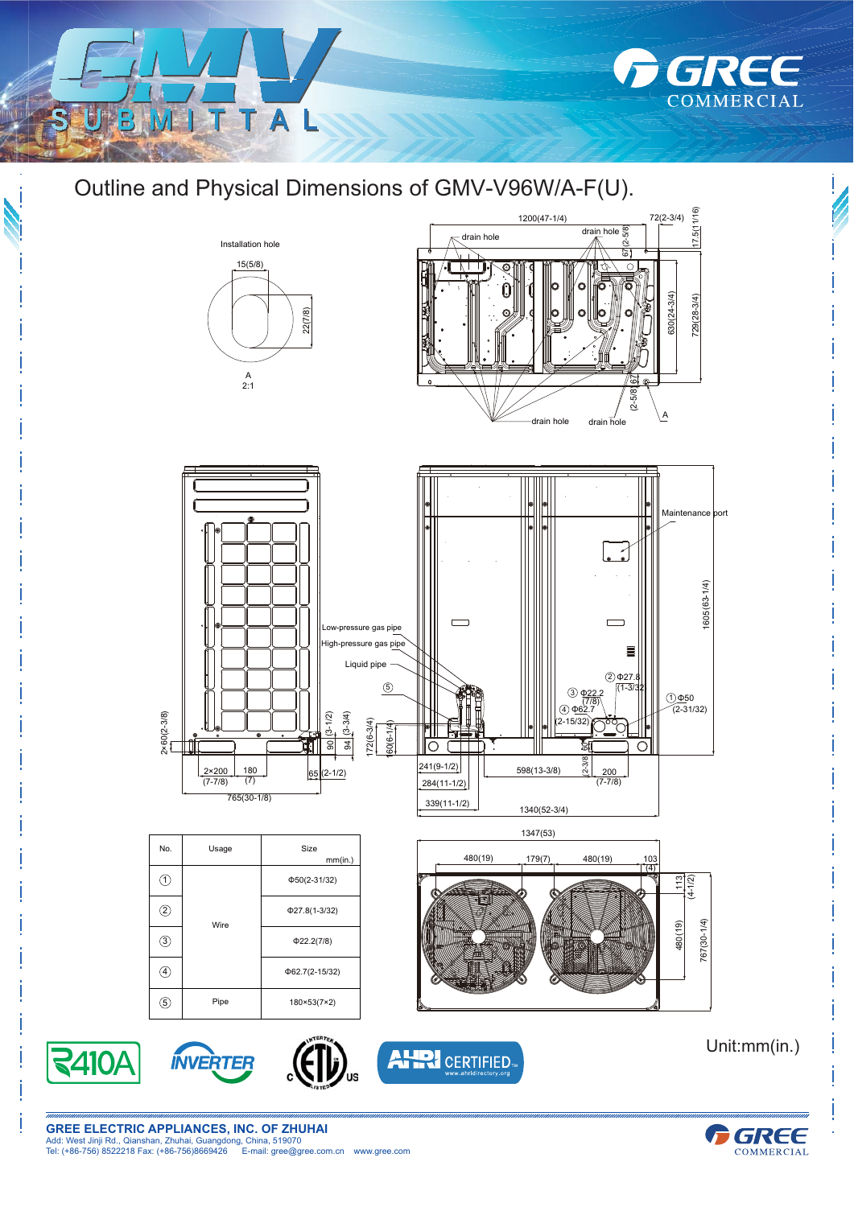# Outline and Physical Dimensions of GMV-V96W/A-F(U).

Installation hole

15(5/8)

22(7/8)

A
2:1

1200(47-1/4)

72(2-3/4)

17.5(11/16)

drain hole

drain hole

67(2-5/8)

630(24-3/4)

729(28-3/4)

67(2-5/8)

drain hole

drain hole

A

Maintenance port

1605(63-1/4)

Low-pressure gas pipe

High-pressure gas pipe

Liquid pipe

⑤

② Φ27.8 (1-3/32)

③ Φ22.2 (7/8)

④ Φ62.7 (2-15/32)

① Φ50 (2-31/32)

2×60(2-3/8)

90(3-1/2)

94(3-3/4)

172(6-3/4)

160(6-1/4)

2×200 (7-7/8)

180 (7)

65(2-1/2)

765(30-1/8)

241(9-1/2)

284(11-1/2)

339(11-1/2)

598(13-3/8)

60(2-3/8)

200 (7-7/8)

1340(52-3/4)

1347(53)

480(19)

179(7)

480(19)

103 (4)

113 (4-1/2)

480(19)

767(30-1/4)

| No. | Usage | Size mm(in.) |
|---|---|---|
| ① | Wire | Φ50(2-31/32) |
| ② | | Φ27.8(1-3/32) |
| ③ | | Φ22.2(7/8) |
| ④ | | Φ62.7(2-15/32) |
| ⑤ | Pipe | 180×53(7×2) |

Unit:mm(in.)

R410A

INVERTER

AHRI CERTIFIED www.ahridirectory.org

**GREE ELECTRIC APPLIANCES, INC. OF ZHUHAI**
Add: West Jinji Rd., Qianshan, Zhuhai, Guangdong, China, 519070
Tel: (+86-756) 8522218 Fax: (+86-756)8669426 E-mail: gree@gree.com.cn www.gree.com